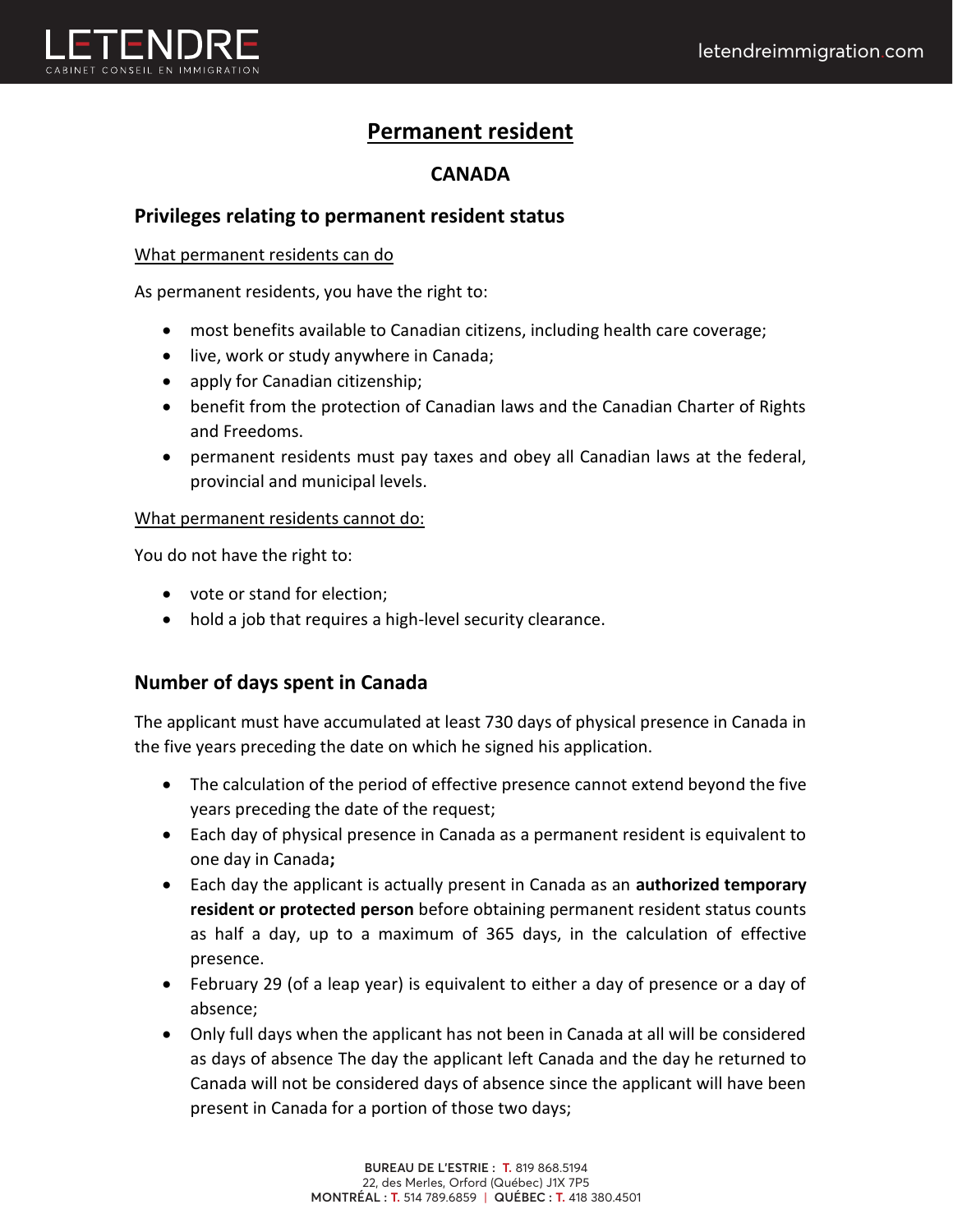# Permanent resident

## CANADA

### Privileges relating to permanent resident status

What permanent residents can do

As permanent residents, you have the right to:

- most benefits available to Canadian citizens, including health care coverage;
- live, work or study anywhere in Canada;
- apply for Canadian citizenship;
- benefit from the protection of Canadian laws and the Canadian Charter of Rights and Freedoms.
- permanent residents must pay taxes and obey all Canadian laws at the federal, provincial and municipal levels.

What permanent residents cannot do:

You do not have the right to:

- vote or stand for election;
- hold a job that requires a high-level security clearance.

### Number of days spent in Canada

The applicant must have accumulated at least 730 days of physical presence in Canada in the five years preceding the date on which he signed his application.

- The calculation of the period of effective presence cannot extend beyond the five years preceding the date of the request;
- Each day of physical presence in Canada as a permanent resident is equivalent to one day in Canada**;**
- Each day the applicant is actually present in Canada as an **authorized temporary resident or protected person** before obtaining permanent resident status counts as half a day, up to a maximum of 365 days, in the calculation of effective presence.
- February 29 (of a leap year) is equivalent to either a day of presence or a day of absence;
- Only full days when the applicant has not been in Canada at all will be considered as days of absence The day the applicant left Canada and the day he returned to Canada will not be considered days of absence since the applicant will have been present in Canada for a portion of those two days;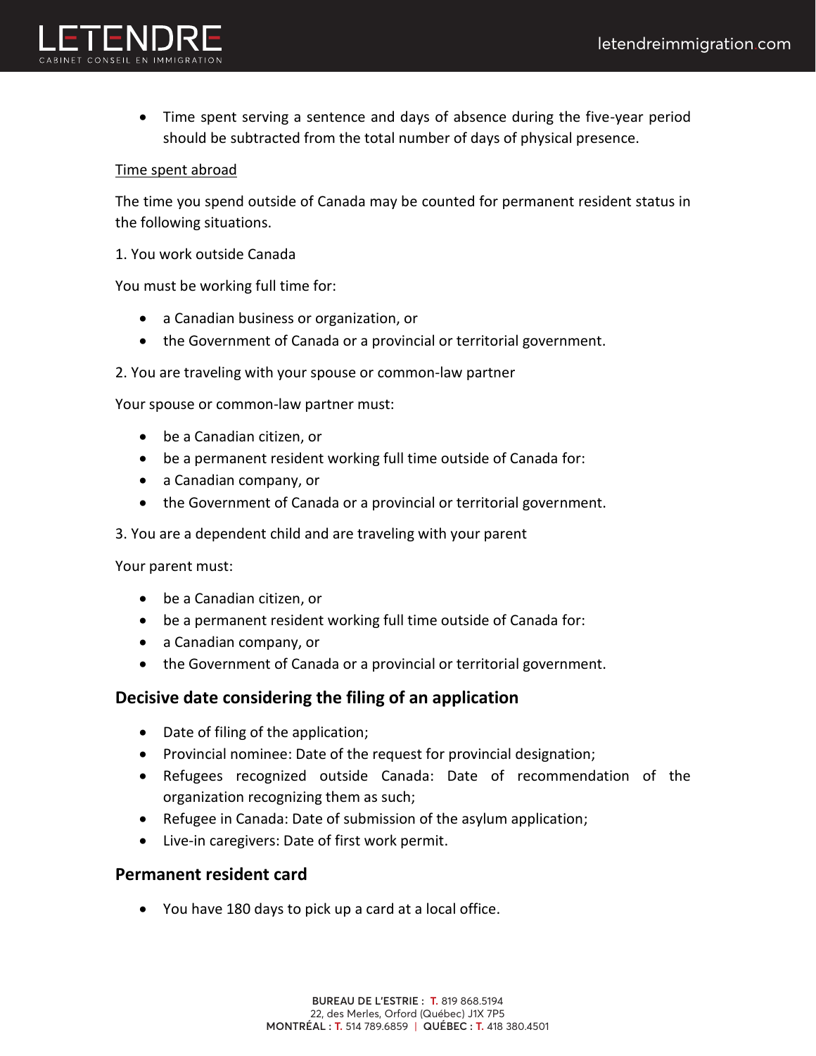- Time spent serving a sentence and days of absence during the five-year period should be subtracted from the total number of days of physical presence.

Time spent abroad

The time you spend outside of Canada may be counted for permanent resident status in the following situations.

1. You work outside Canada

You must be working full time for:

- a Canadian business or organization, or
- the Government of Canada or a provincial or territorial government.

2. You are traveling with your spouse or common-law partner

Your spouse or common-law partner must:

- be a Canadian citizen, or
- be a permanent resident working full time outside of Canada for:
- a Canadian company, or
- the Government of Canada or a provincial or territorial government.

3. You are a dependent child and are traveling with your parent

Your parent must:

- be a Canadian citizen, or
- be a permanent resident working full time outside of Canada for:
- a Canadian company, or
- the Government of Canada or a provincial or territorial government.

## Decisive date considering the filing of an application

- Date of filing of the application;
- Provincial nominee: Date of the request for provincial designation;
- Refugees recognized outside Canada: Date of recommendation of the organization recognizing them as such;
- Refugee in Canada: Date of submission of the asylum application;
- Live-in caregivers: Date of first work permit.

## Permanent resident card

- You have 180 days to pick up a card at a local office.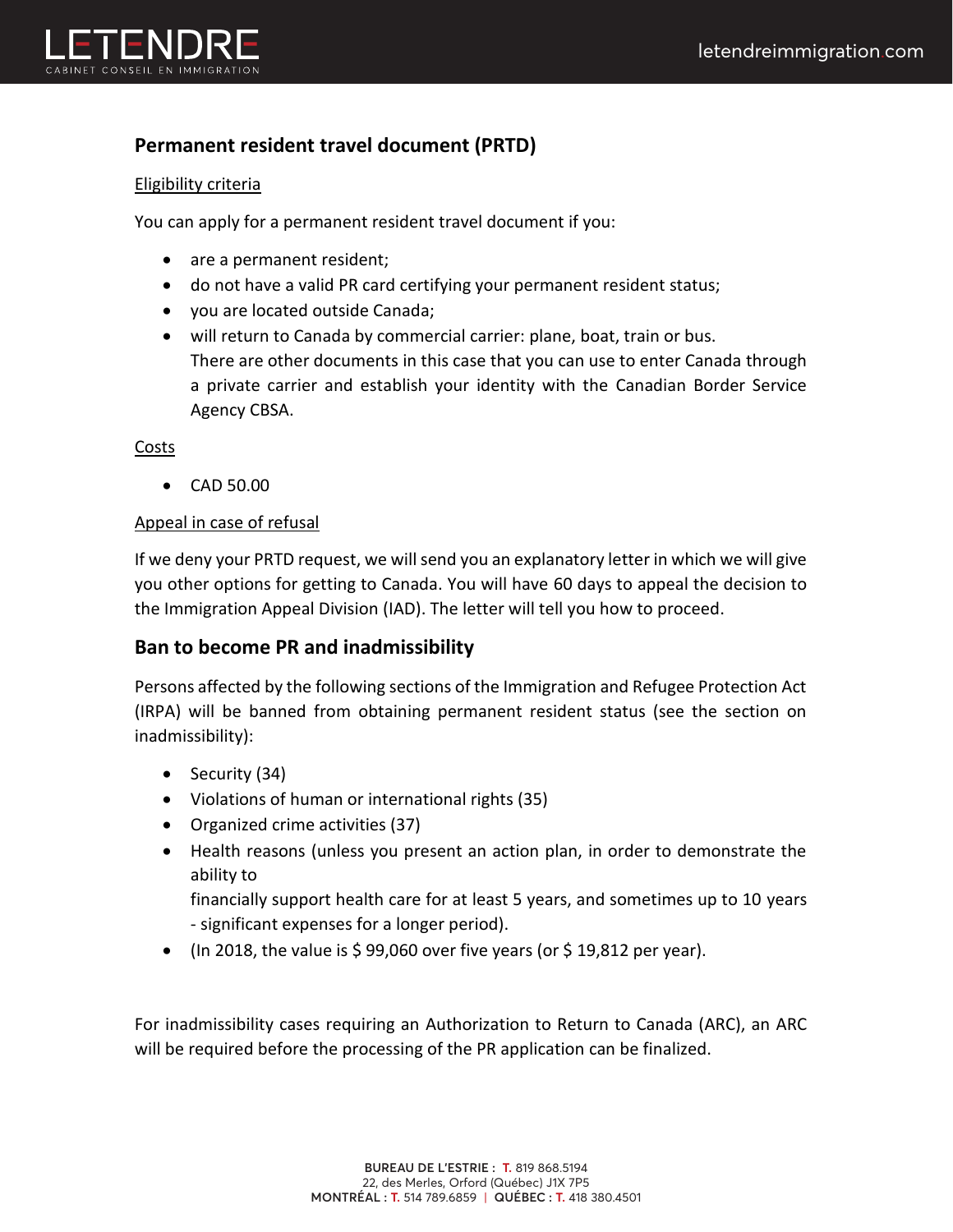## Permanent resident travel document (PRTD)

Eligibility criteria

You can apply for a permanent resident travel document if you:

- are a permanent resident;
- do not have a valid PR card certifying your permanent resident status;
- you are located outside Canada;
- will return to Canada by commercial carrier: plane, boat, train or bus.
  There are other documents in this case that you can use to enter Canada through a private carrier and establish your identity with the Canadian Border Service Agency CBSA.

Costs

- CAD 50.00

Appeal in case of refusal

If we deny your PRTD request, we will send you an explanatory letter in which we will give you other options for getting to Canada. You will have 60 days to appeal the decision to the Immigration Appeal Division (IAD). The letter will tell you how to proceed.

## Ban to become PR and inadmissibility

Persons affected by the following sections of the Immigration and Refugee Protection Act (IRPA) will be banned from obtaining permanent resident status (see the section on inadmissibility):

- Security (34)
- Violations of human or international rights (35)
- Organized crime activities (37)
- Health reasons (unless you present an action plan, in order to demonstrate the ability to
  financially support health care for at least 5 years, and sometimes up to 10 years - significant expenses for a longer period).
- (In 2018, the value is $ 99,060 over five years (or $ 19,812 per year).

For inadmissibility cases requiring an Authorization to Return to Canada (ARC), an ARC will be required before the processing of the PR application can be finalized.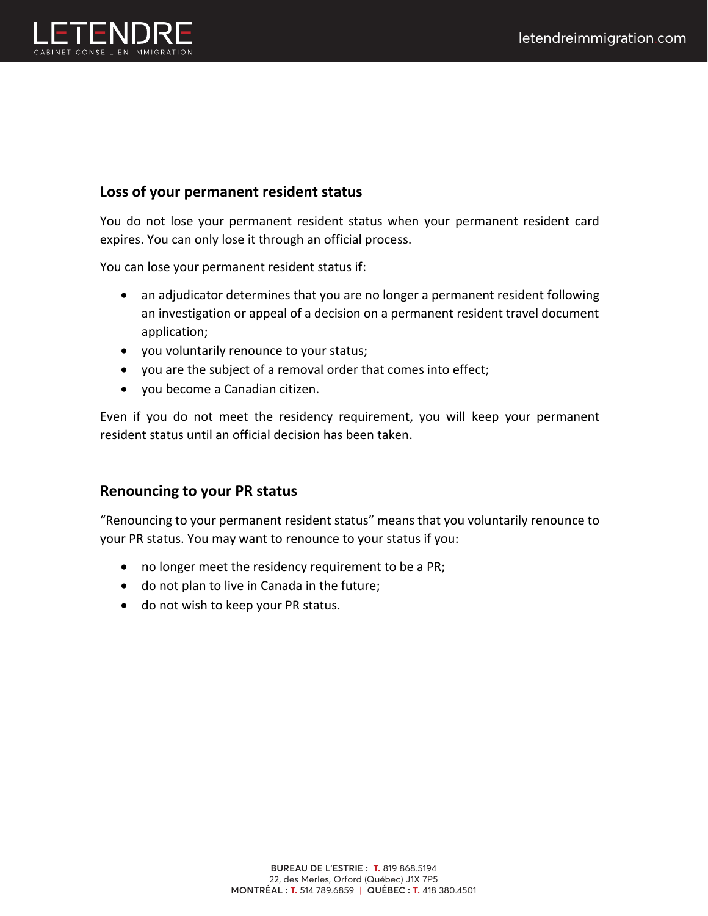## Loss of your permanent resident status

You do not lose your permanent resident status when your permanent resident card expires. You can only lose it through an official process.

You can lose your permanent resident status if:

- an adjudicator determines that you are no longer a permanent resident following an investigation or appeal of a decision on a permanent resident travel document application;
- you voluntarily renounce to your status;
- you are the subject of a removal order that comes into effect;
- you become a Canadian citizen.

Even if you do not meet the residency requirement, you will keep your permanent resident status until an official decision has been taken.

## Renouncing to your PR status

“Renouncing to your permanent resident status” means that you voluntarily renounce to your PR status. You may want to renounce to your status if you:

- no longer meet the residency requirement to be a PR;
- do not plan to live in Canada in the future;
- do not wish to keep your PR status.